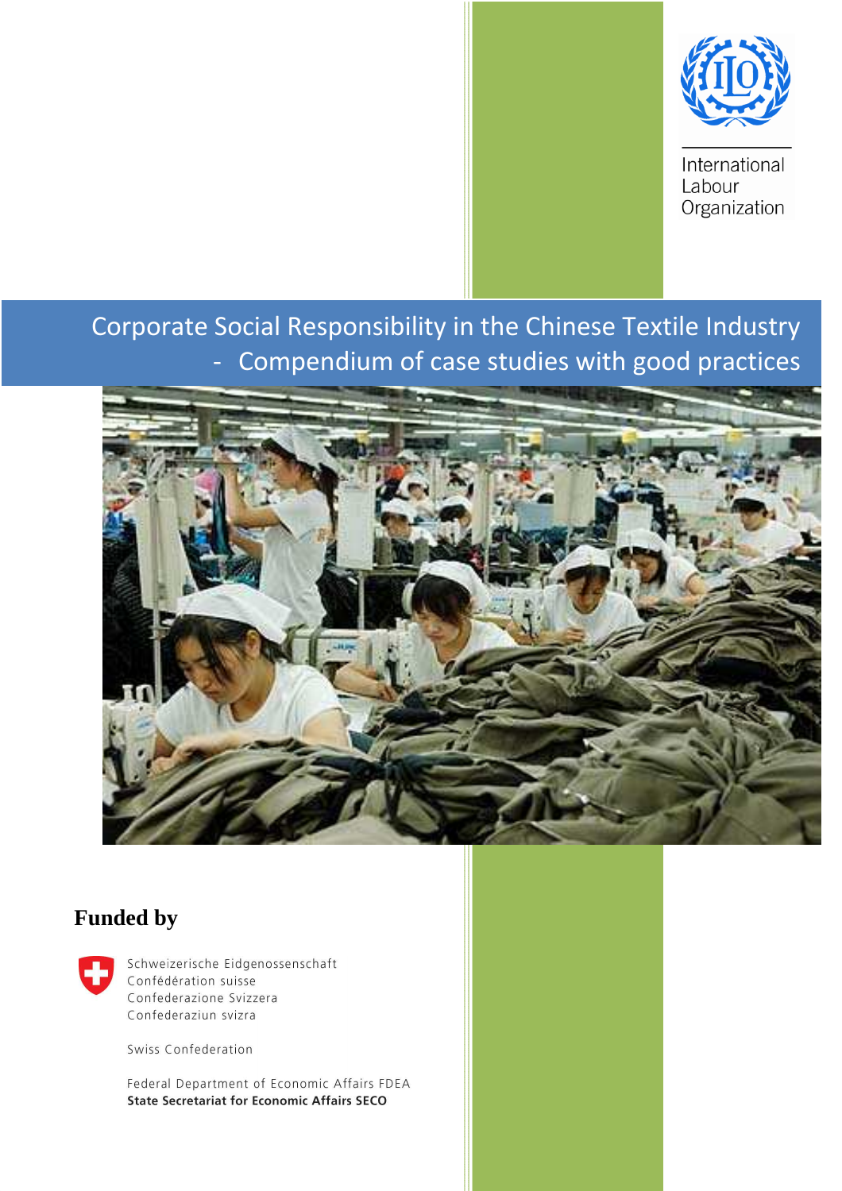International Labour Organization

# Corporate Social Responsibility in the Chinese Textile Industry - Compendium of case studies with good practices

**Funded by**

Schweizerische Eidgenossenschaft
Confédération suisse
Confederazione Svizzera
Confederaziun svizra

Swiss Confederation

Federal Department of Economic Affairs FDEA
**State Secretariat for Economic Affairs SECO**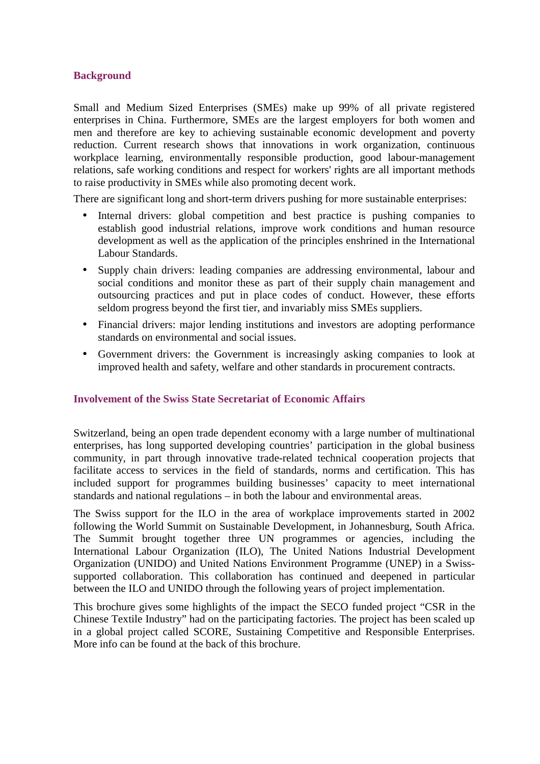## Background

Small and Medium Sized Enterprises (SMEs) make up 99% of all private registered enterprises in China. Furthermore, SMEs are the largest employers for both women and men and therefore are key to achieving sustainable economic development and poverty reduction. Current research shows that innovations in work organization, continuous workplace learning, environmentally responsible production, good labour-management relations, safe working conditions and respect for workers' rights are all important methods to raise productivity in SMEs while also promoting decent work.

There are significant long and short-term drivers pushing for more sustainable enterprises:

- Internal drivers: global competition and best practice is pushing companies to establish good industrial relations, improve work conditions and human resource development as well as the application of the principles enshrined in the International Labour Standards.
- Supply chain drivers: leading companies are addressing environmental, labour and social conditions and monitor these as part of their supply chain management and outsourcing practices and put in place codes of conduct. However, these efforts seldom progress beyond the first tier, and invariably miss SMEs suppliers.
- Financial drivers: major lending institutions and investors are adopting performance standards on environmental and social issues.
- Government drivers: the Government is increasingly asking companies to look at improved health and safety, welfare and other standards in procurement contracts.

## Involvement of the Swiss State Secretariat of Economic Affairs

Switzerland, being an open trade dependent economy with a large number of multinational enterprises, has long supported developing countries' participation in the global business community, in part through innovative trade-related technical cooperation projects that facilitate access to services in the field of standards, norms and certification. This has included support for programmes building businesses' capacity to meet international standards and national regulations – in both the labour and environmental areas.

The Swiss support for the ILO in the area of workplace improvements started in 2002 following the World Summit on Sustainable Development, in Johannesburg, South Africa. The Summit brought together three UN programmes or agencies, including the International Labour Organization (ILO), The United Nations Industrial Development Organization (UNIDO) and United Nations Environment Programme (UNEP) in a Swiss-supported collaboration. This collaboration has continued and deepened in particular between the ILO and UNIDO through the following years of project implementation.

This brochure gives some highlights of the impact the SECO funded project "CSR in the Chinese Textile Industry" had on the participating factories. The project has been scaled up in a global project called SCORE, Sustaining Competitive and Responsible Enterprises. More info can be found at the back of this brochure.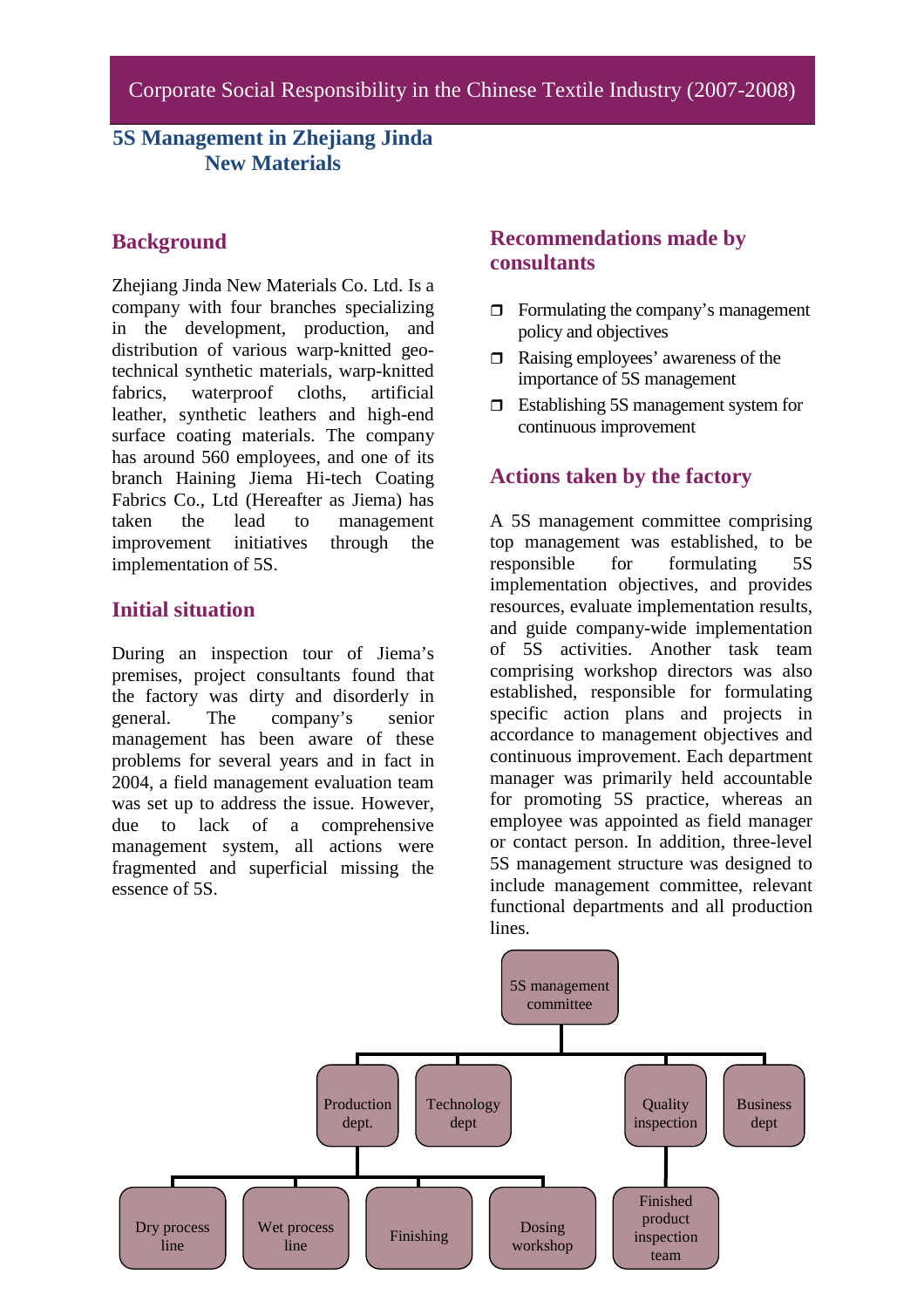## 5S Management in Zhejiang Jinda New Materials

### Background

Zhejiang Jinda New Materials Co. Ltd. Is a company with four branches specializing in the development, production, and distribution of various warp-knitted geo-technical synthetic materials, warp-knitted fabrics, waterproof cloths, artificial leather, synthetic leathers and high-end surface coating materials. The company has around 560 employees, and one of its branch Haining Jiema Hi-tech Coating Fabrics Co., Ltd (Hereafter as Jiema) has taken the lead to management improvement initiatives through the implementation of 5S.

### Initial situation

During an inspection tour of Jiema's premises, project consultants found that the factory was dirty and disorderly in general. The company's senior management has been aware of these problems for several years and in fact in 2004, a field management evaluation team was set up to address the issue. However, due to lack of a comprehensive management system, all actions were fragmented and superficial missing the essence of 5S.

### Recommendations made by consultants

- Formulating the company's management policy and objectives
- Raising employees' awareness of the importance of 5S management
- Establishing 5S management system for continuous improvement

### Actions taken by the factory

A 5S management committee comprising top management was established, to be responsible for formulating 5S implementation objectives, and provides resources, evaluate implementation results, and guide company-wide implementation of 5S activities. Another task team comprising workshop directors was also established, responsible for formulating specific action plans and projects in accordance to management objectives and continuous improvement. Each department manager was primarily held accountable for promoting 5S practice, whereas an employee was appointed as field manager or contact person. In addition, three-level 5S management structure was designed to include management committee, relevant functional departments and all production lines.

- 5S management committee
  - Production dept.
    - Dry process line
    - Wet process line
    - Finishing
    - Dosing workshop
  - Technology dept
  - Quality inspection
    - Finished product inspection team
  - Business dept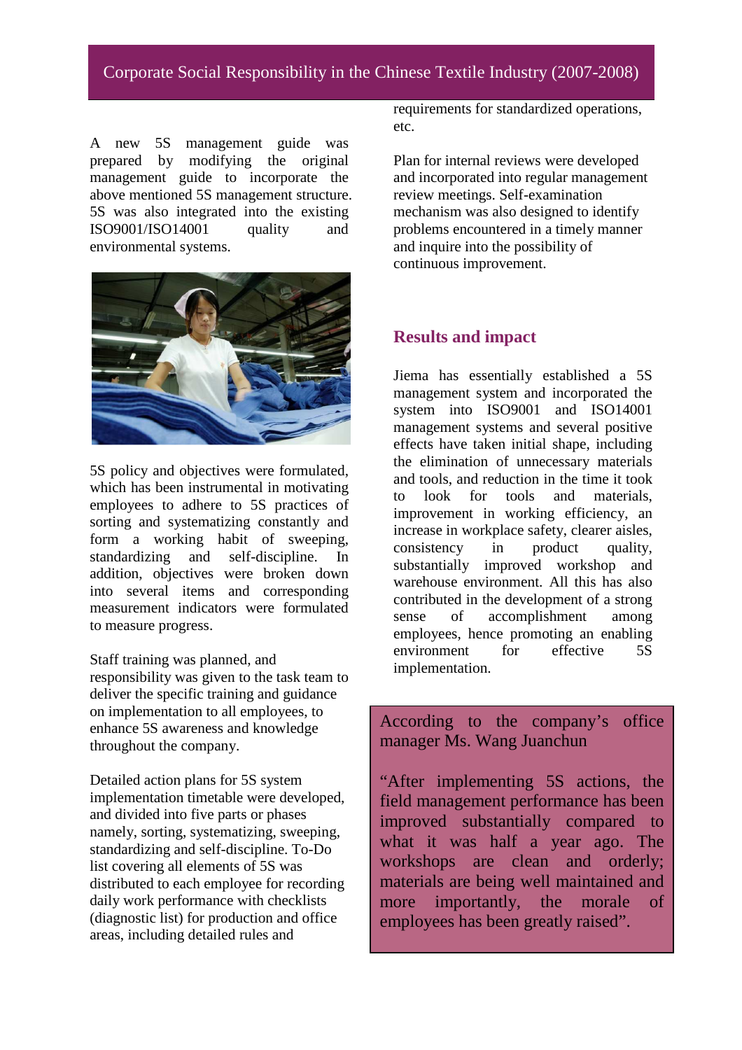A new 5S management guide was prepared by modifying the original management guide to incorporate the above mentioned 5S management structure. 5S was also integrated into the existing ISO9001/ISO14001 quality and environmental systems.

5S policy and objectives were formulated, which has been instrumental in motivating employees to adhere to 5S practices of sorting and systematizing constantly and form a working habit of sweeping, standardizing and self-discipline. In addition, objectives were broken down into several items and corresponding measurement indicators were formulated to measure progress.

Staff training was planned, and responsibility was given to the task team to deliver the specific training and guidance on implementation to all employees, to enhance 5S awareness and knowledge throughout the company.

Detailed action plans for 5S system implementation timetable were developed, and divided into five parts or phases namely, sorting, systematizing, sweeping, standardizing and self-discipline. To-Do list covering all elements of 5S was distributed to each employee for recording daily work performance with checklists (diagnostic list) for production and office areas, including detailed rules and requirements for standardized operations, etc.

Plan for internal reviews were developed and incorporated into regular management review meetings. Self-examination mechanism was also designed to identify problems encountered in a timely manner and inquire into the possibility of continuous improvement.

## Results and impact

Jiema has essentially established a 5S management system and incorporated the system into ISO9001 and ISO14001 management systems and several positive effects have taken initial shape, including the elimination of unnecessary materials and tools, and reduction in the time it took to look for tools and materials, improvement in working efficiency, an increase in workplace safety, clearer aisles, consistency in product quality, substantially improved workshop and warehouse environment. All this has also contributed in the development of a strong sense of accomplishment among employees, hence promoting an enabling environment for effective 5S implementation.

According to the company's office manager Ms. Wang Juanchun

"After implementing 5S actions, the field management performance has been improved substantially compared to what it was half a year ago. The workshops are clean and orderly; materials are being well maintained and more importantly, the morale of employees has been greatly raised".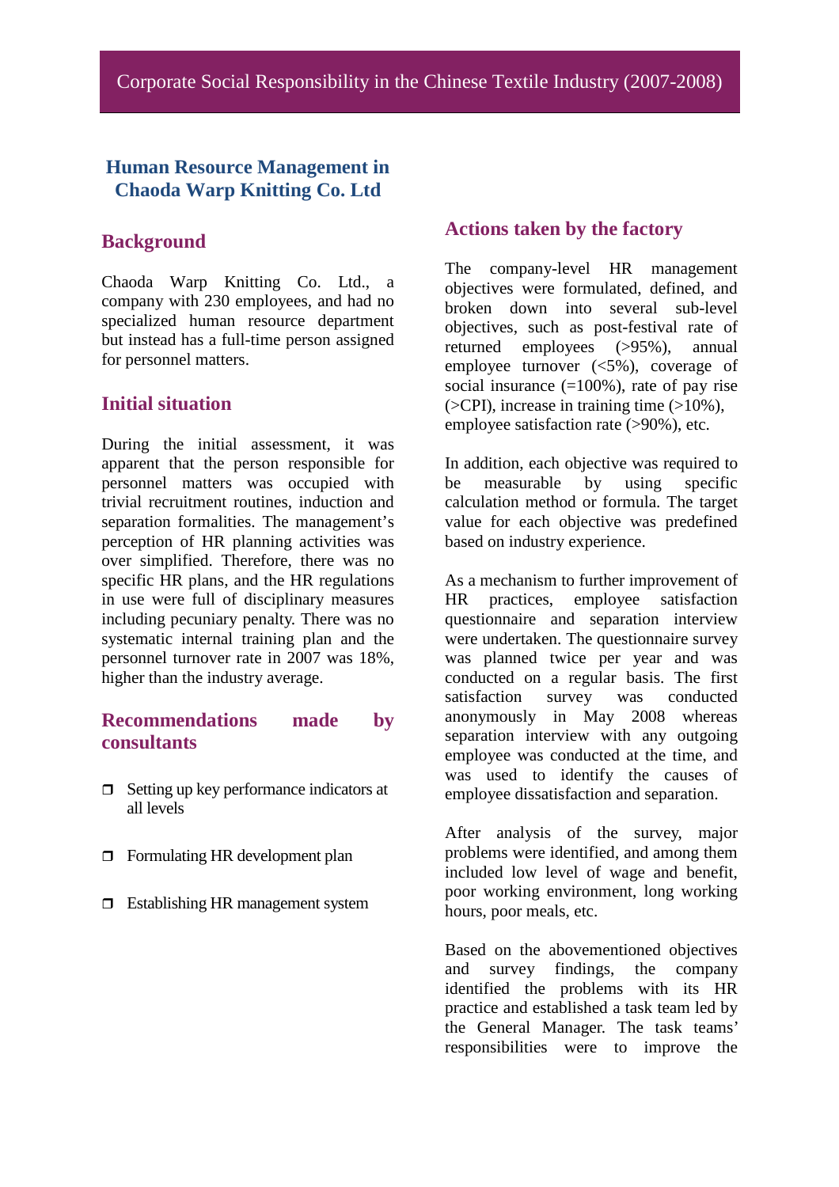## Human Resource Management in Chaoda Warp Knitting Co. Ltd

### Background

Chaoda Warp Knitting Co. Ltd., a company with 230 employees, and had no specialized human resource department but instead has a full-time person assigned for personnel matters.

### Initial situation

During the initial assessment, it was apparent that the person responsible for personnel matters was occupied with trivial recruitment routines, induction and separation formalities. The management's perception of HR planning activities was over simplified. Therefore, there was no specific HR plans, and the HR regulations in use were full of disciplinary measures including pecuniary penalty. There was no systematic internal training plan and the personnel turnover rate in 2007 was 18%, higher than the industry average.

### Recommendations made by consultants

- Setting up key performance indicators at all levels
- Formulating HR development plan
- Establishing HR management system

### Actions taken by the factory

The company-level HR management objectives were formulated, defined, and broken down into several sub-level objectives, such as post-festival rate of returned employees (>95%), annual employee turnover (<5%), coverage of social insurance (=100%), rate of pay rise (>CPI), increase in training time (>10%), employee satisfaction rate (>90%), etc.

In addition, each objective was required to be measurable by using specific calculation method or formula. The target value for each objective was predefined based on industry experience.

As a mechanism to further improvement of HR practices, employee satisfaction questionnaire and separation interview were undertaken. The questionnaire survey was planned twice per year and was conducted on a regular basis. The first satisfaction survey was conducted anonymously in May 2008 whereas separation interview with any outgoing employee was conducted at the time, and was used to identify the causes of employee dissatisfaction and separation.

After analysis of the survey, major problems were identified, and among them included low level of wage and benefit, poor working environment, long working hours, poor meals, etc.

Based on the abovementioned objectives and survey findings, the company identified the problems with its HR practice and established a task team led by the General Manager. The task teams' responsibilities were to improve the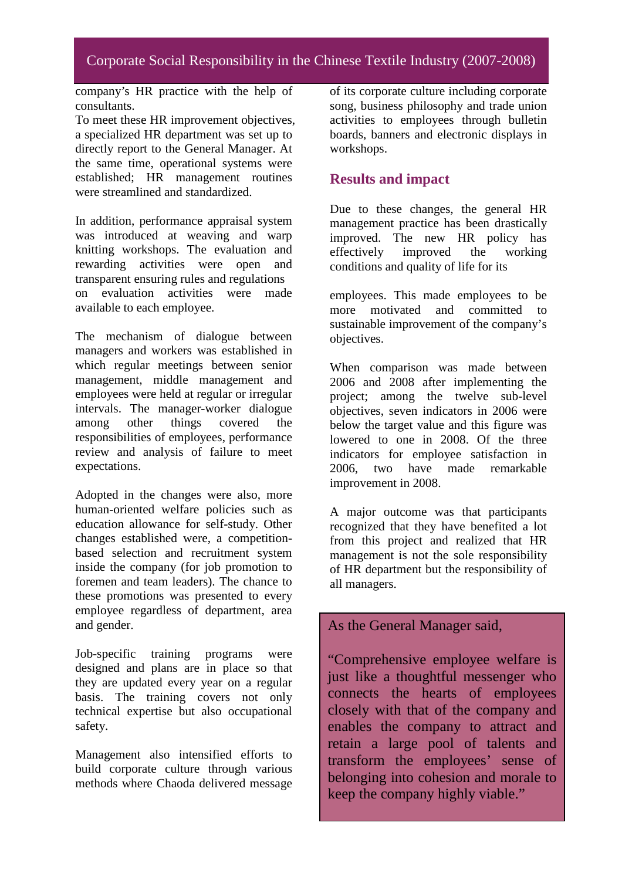company's HR practice with the help of consultants.

To meet these HR improvement objectives, a specialized HR department was set up to directly report to the General Manager. At the same time, operational systems were established; HR management routines were streamlined and standardized.

In addition, performance appraisal system was introduced at weaving and warp knitting workshops. The evaluation and rewarding activities were open and transparent ensuring rules and regulations on evaluation activities were made available to each employee.

The mechanism of dialogue between managers and workers was established in which regular meetings between senior management, middle management and employees were held at regular or irregular intervals. The manager-worker dialogue among other things covered the responsibilities of employees, performance review and analysis of failure to meet expectations.

Adopted in the changes were also, more human-oriented welfare policies such as education allowance for self-study. Other changes established were, a competition-based selection and recruitment system inside the company (for job promotion to foremen and team leaders). The chance to these promotions was presented to every employee regardless of department, area and gender.

Job-specific training programs were designed and plans are in place so that they are updated every year on a regular basis. The training covers not only technical expertise but also occupational safety.

Management also intensified efforts to build corporate culture through various methods where Chaoda delivered message of its corporate culture including corporate song, business philosophy and trade union activities to employees through bulletin boards, banners and electronic displays in workshops.

## Results and impact

Due to these changes, the general HR management practice has been drastically improved. The new HR policy has effectively improved the working conditions and quality of life for its employees. This made employees to be more motivated and committed to sustainable improvement of the company's objectives.

When comparison was made between 2006 and 2008 after implementing the project; among the twelve sub-level objectives, seven indicators in 2006 were below the target value and this figure was lowered to one in 2008. Of the three indicators for employee satisfaction in 2006, two have made remarkable improvement in 2008.

A major outcome was that participants recognized that they have benefited a lot from this project and realized that HR management is not the sole responsibility of HR department but the responsibility of all managers.

> As the General Manager said,
>
> "Comprehensive employee welfare is just like a thoughtful messenger who connects the hearts of employees closely with that of the company and enables the company to attract and retain a large pool of talents and transform the employees' sense of belonging into cohesion and morale to keep the company highly viable."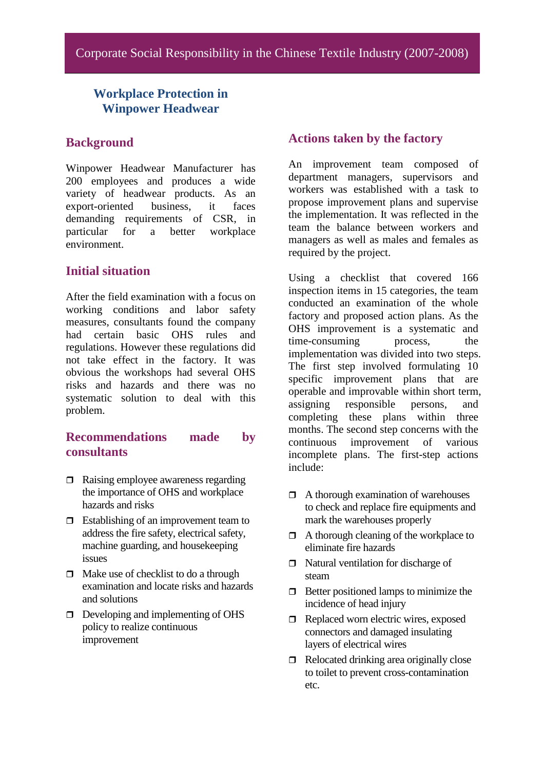## Workplace Protection in Winpower Headwear

### Background

Winpower Headwear Manufacturer has 200 employees and produces a wide variety of headwear products. As an export-oriented business, it faces demanding requirements of CSR, in particular for a better workplace environment.

### Initial situation

After the field examination with a focus on working conditions and labor safety measures, consultants found the company had certain basic OHS rules and regulations. However these regulations did not take effect in the factory. It was obvious the workshops had several OHS risks and hazards and there was no systematic solution to deal with this problem.

### Recommendations made by consultants

- Raising employee awareness regarding the importance of OHS and workplace hazards and risks
- Establishing of an improvement team to address the fire safety, electrical safety, machine guarding, and housekeeping issues
- Make use of checklist to do a through examination and locate risks and hazards and solutions
- Developing and implementing of OHS policy to realize continuous improvement

### Actions taken by the factory

An improvement team composed of department managers, supervisors and workers was established with a task to propose improvement plans and supervise the implementation. It was reflected in the team the balance between workers and managers as well as males and females as required by the project.

Using a checklist that covered 166 inspection items in 15 categories, the team conducted an examination of the whole factory and proposed action plans. As the OHS improvement is a systematic and time-consuming process, the implementation was divided into two steps. The first step involved formulating 10 specific improvement plans that are operable and improvable within short term, assigning responsible persons, and completing these plans within three months. The second step concerns with the continuous improvement of various incomplete plans. The first-step actions include:

- A thorough examination of warehouses to check and replace fire equipments and mark the warehouses properly
- A thorough cleaning of the workplace to eliminate fire hazards
- Natural ventilation for discharge of steam
- Better positioned lamps to minimize the incidence of head injury
- Replaced worn electric wires, exposed connectors and damaged insulating layers of electrical wires
- Relocated drinking area originally close to toilet to prevent cross-contamination etc.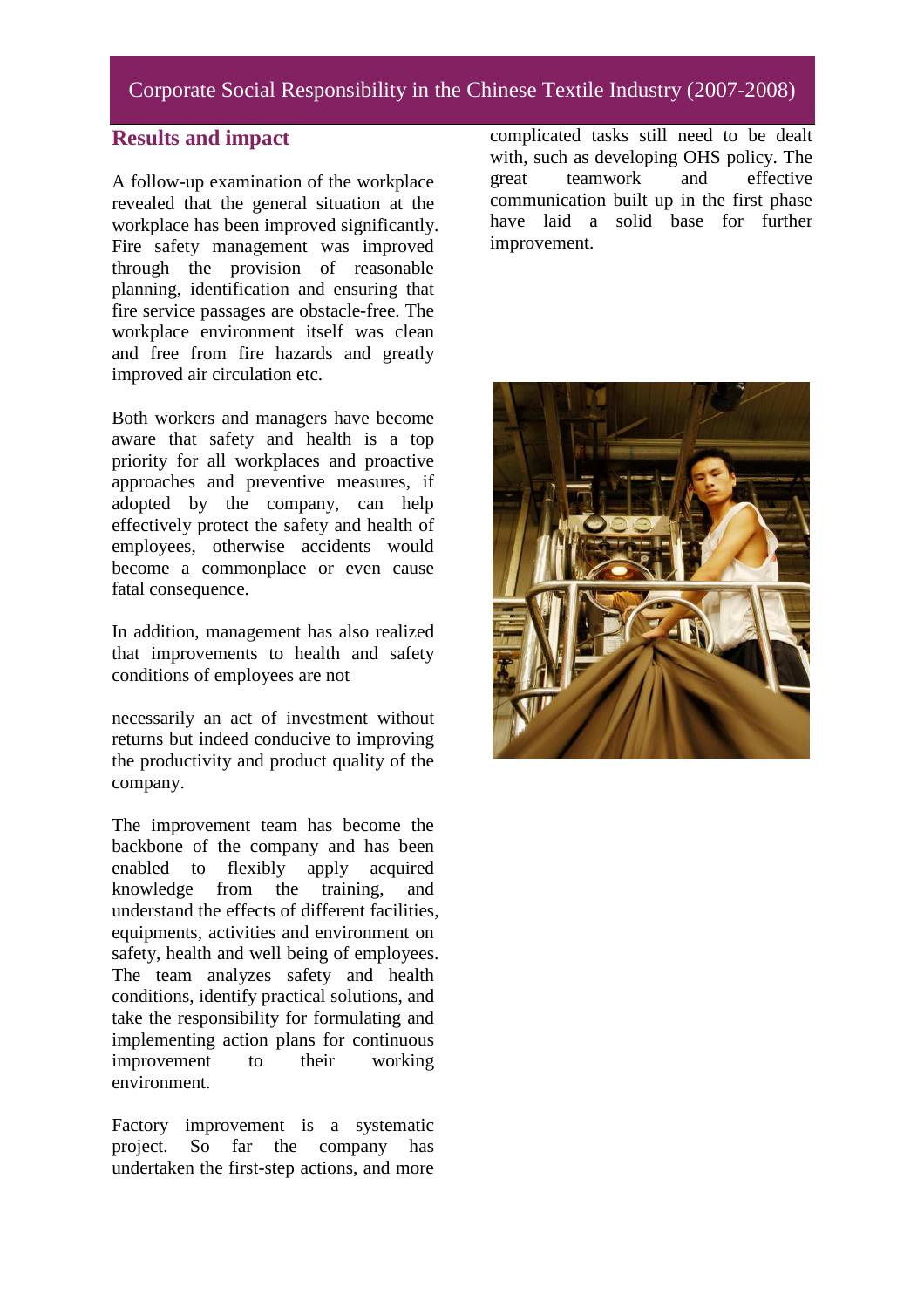## Results and impact

A follow-up examination of the workplace revealed that the general situation at the workplace has been improved significantly. Fire safety management was improved through the provision of reasonable planning, identification and ensuring that fire service passages are obstacle-free. The workplace environment itself was clean and free from fire hazards and greatly improved air circulation etc.

Both workers and managers have become aware that safety and health is a top priority for all workplaces and proactive approaches and preventive measures, if adopted by the company, can help effectively protect the safety and health of employees, otherwise accidents would become a commonplace or even cause fatal consequence.

In addition, management has also realized that improvements to health and safety conditions of employees are not necessarily an act of investment without returns but indeed conducive to improving the productivity and product quality of the company.

The improvement team has become the backbone of the company and has been enabled to flexibly apply acquired knowledge from the training, and understand the effects of different facilities, equipments, activities and environment on safety, health and well being of employees. The team analyzes safety and health conditions, identify practical solutions, and take the responsibility for formulating and implementing action plans for continuous improvement to their working environment.

Factory improvement is a systematic project. So far the company has undertaken the first-step actions, and more complicated tasks still need to be dealt with, such as developing OHS policy. The great teamwork and effective communication built up in the first phase have laid a solid base for further improvement.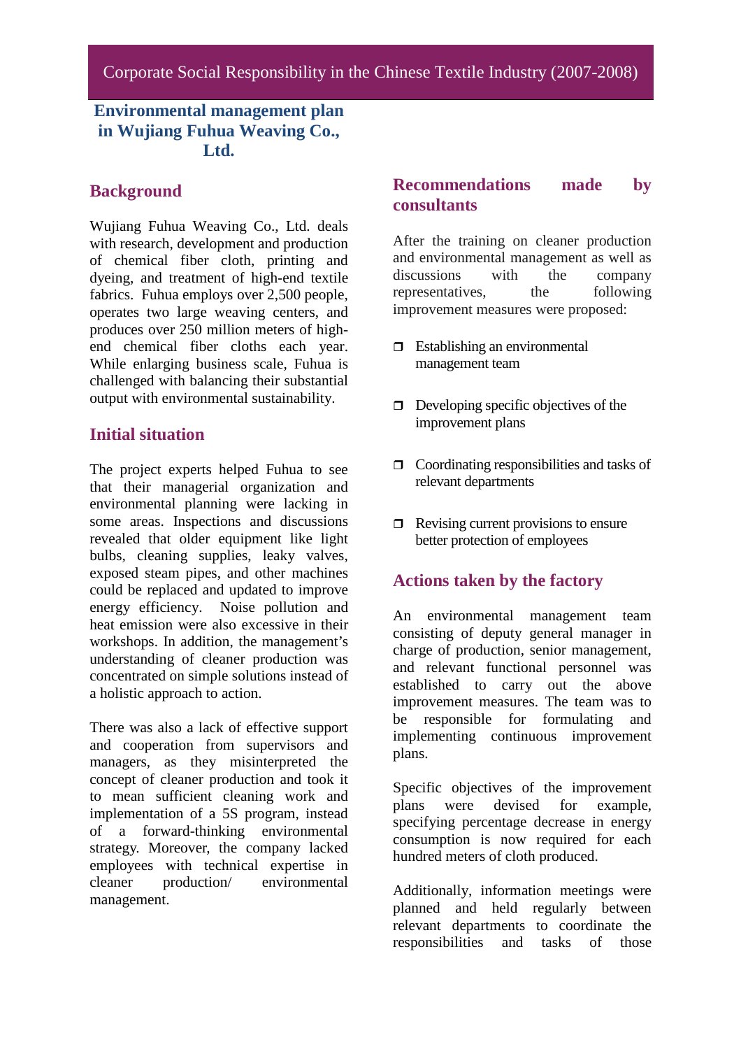## Environmental management plan in Wujiang Fuhua Weaving Co., Ltd.

### Background

Wujiang Fuhua Weaving Co., Ltd. deals with research, development and production of chemical fiber cloth, printing and dyeing, and treatment of high-end textile fabrics. Fuhua employs over 2,500 people, operates two large weaving centers, and produces over 250 million meters of high-end chemical fiber cloths each year. While enlarging business scale, Fuhua is challenged with balancing their substantial output with environmental sustainability.

### Initial situation

The project experts helped Fuhua to see that their managerial organization and environmental planning were lacking in some areas. Inspections and discussions revealed that older equipment like light bulbs, cleaning supplies, leaky valves, exposed steam pipes, and other machines could be replaced and updated to improve energy efficiency. Noise pollution and heat emission were also excessive in their workshops. In addition, the management's understanding of cleaner production was concentrated on simple solutions instead of a holistic approach to action.

There was also a lack of effective support and cooperation from supervisors and managers, as they misinterpreted the concept of cleaner production and took it to mean sufficient cleaning work and implementation of a 5S program, instead of a forward-thinking environmental strategy. Moreover, the company lacked employees with technical expertise in cleaner production/ environmental management.

### Recommendations made by consultants

After the training on cleaner production and environmental management as well as discussions with the company representatives, the following improvement measures were proposed:

- Establishing an environmental management team
- Developing specific objectives of the improvement plans
- Coordinating responsibilities and tasks of relevant departments
- Revising current provisions to ensure better protection of employees

### Actions taken by the factory

An environmental management team consisting of deputy general manager in charge of production, senior management, and relevant functional personnel was established to carry out the above improvement measures. The team was to be responsible for formulating and implementing continuous improvement plans.

Specific objectives of the improvement plans were devised for example, specifying percentage decrease in energy consumption is now required for each hundred meters of cloth produced.

Additionally, information meetings were planned and held regularly between relevant departments to coordinate the responsibilities and tasks of those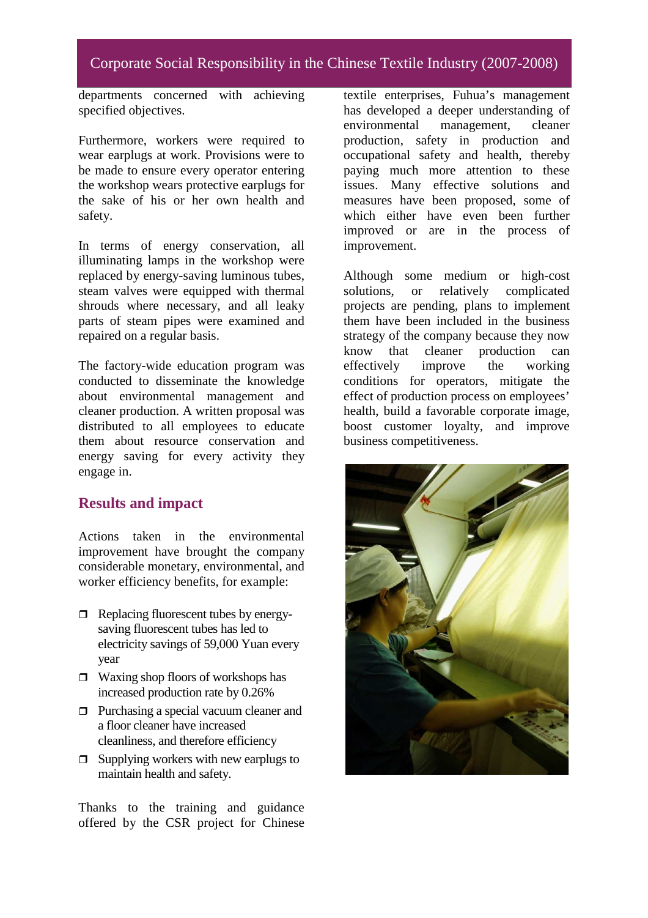departments concerned with achieving specified objectives.

Furthermore, workers were required to wear earplugs at work. Provisions were to be made to ensure every operator entering the workshop wears protective earplugs for the sake of his or her own health and safety.

In terms of energy conservation, all illuminating lamps in the workshop were replaced by energy-saving luminous tubes, steam valves were equipped with thermal shrouds where necessary, and all leaky parts of steam pipes were examined and repaired on a regular basis.

The factory-wide education program was conducted to disseminate the knowledge about environmental management and cleaner production. A written proposal was distributed to all employees to educate them about resource conservation and energy saving for every activity they engage in.

## Results and impact

Actions taken in the environmental improvement have brought the company considerable monetary, environmental, and worker efficiency benefits, for example:

- Replacing fluorescent tubes by energy-saving fluorescent tubes has led to electricity savings of 59,000 Yuan every year
- Waxing shop floors of workshops has increased production rate by 0.26%
- Purchasing a special vacuum cleaner and a floor cleaner have increased cleanliness, and therefore efficiency
- Supplying workers with new earplugs to maintain health and safety.

Thanks to the training and guidance offered by the CSR project for Chinese textile enterprises, Fuhua's management has developed a deeper understanding of environmental management, cleaner production, safety in production and occupational safety and health, thereby paying much more attention to these issues. Many effective solutions and measures have been proposed, some of which either have even been further improved or are in the process of improvement.

Although some medium or high-cost solutions, or relatively complicated projects are pending, plans to implement them have been included in the business strategy of the company because they now know that cleaner production can effectively improve the working conditions for operators, mitigate the effect of production process on employees' health, build a favorable corporate image, boost customer loyalty, and improve business competitiveness.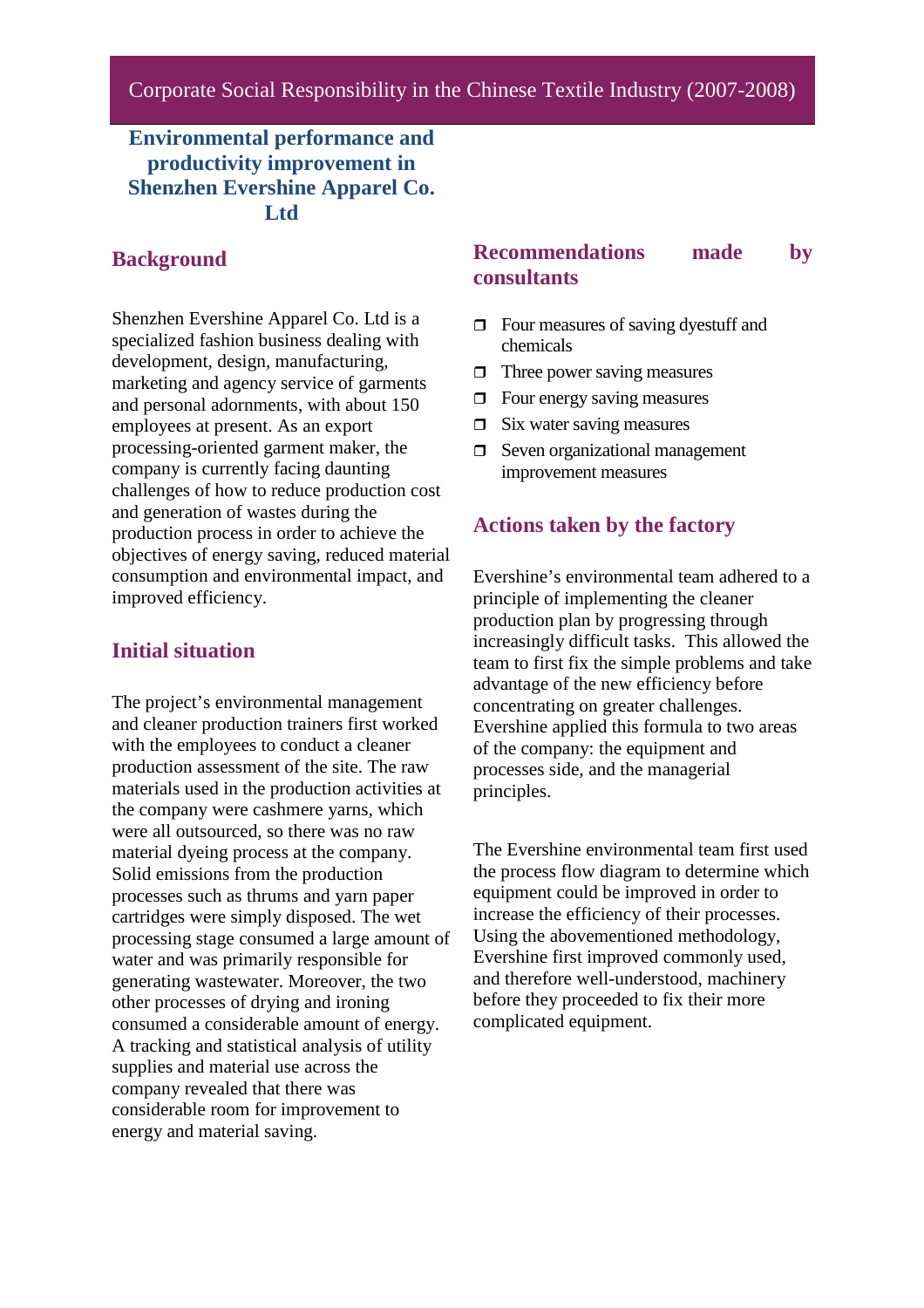## Environmental performance and productivity improvement in Shenzhen Evershine Apparel Co. Ltd

### Background

Shenzhen Evershine Apparel Co. Ltd is a specialized fashion business dealing with development, design, manufacturing, marketing and agency service of garments and personal adornments, with about 150 employees at present. As an export processing-oriented garment maker, the company is currently facing daunting challenges of how to reduce production cost and generation of wastes during the production process in order to achieve the objectives of energy saving, reduced material consumption and environmental impact, and improved efficiency.

### Initial situation

The project's environmental management and cleaner production trainers first worked with the employees to conduct a cleaner production assessment of the site. The raw materials used in the production activities at the company were cashmere yarns, which were all outsourced, so there was no raw material dyeing process at the company. Solid emissions from the production processes such as thrums and yarn paper cartridges were simply disposed. The wet processing stage consumed a large amount of water and was primarily responsible for generating wastewater. Moreover, the two other processes of drying and ironing consumed a considerable amount of energy. A tracking and statistical analysis of utility supplies and material use across the company revealed that there was considerable room for improvement to energy and material saving.

### Recommendations made by consultants

- Four measures of saving dyestuff and chemicals
- Three power saving measures
- Four energy saving measures
- Six water saving measures
- Seven organizational management improvement measures

### Actions taken by the factory

Evershine's environmental team adhered to a principle of implementing the cleaner production plan by progressing through increasingly difficult tasks. This allowed the team to first fix the simple problems and take advantage of the new efficiency before concentrating on greater challenges. Evershine applied this formula to two areas of the company: the equipment and processes side, and the managerial principles.

The Evershine environmental team first used the process flow diagram to determine which equipment could be improved in order to increase the efficiency of their processes. Using the abovementioned methodology, Evershine first improved commonly used, and therefore well-understood, machinery before they proceeded to fix their more complicated equipment.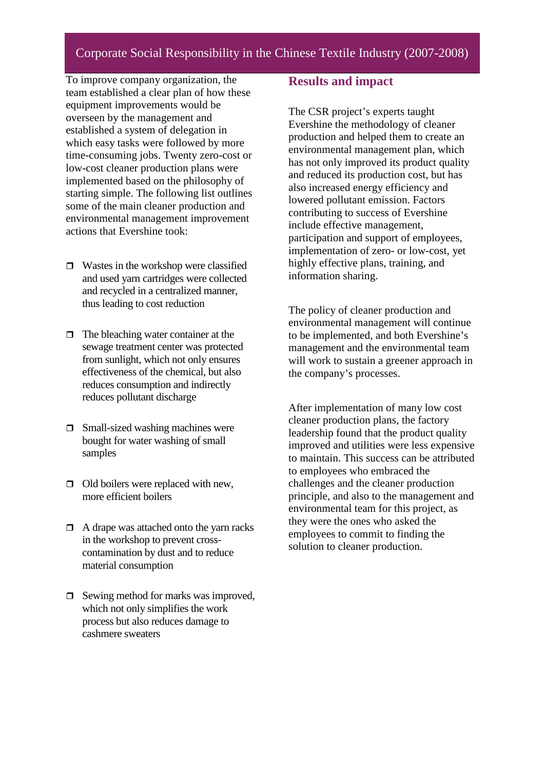To improve company organization, the team established a clear plan of how these equipment improvements would be overseen by the management and established a system of delegation in which easy tasks were followed by more time-consuming jobs. Twenty zero-cost or low-cost cleaner production plans were implemented based on the philosophy of starting simple. The following list outlines some of the main cleaner production and environmental management improvement actions that Evershine took:

- Wastes in the workshop were classified and used yarn cartridges were collected and recycled in a centralized manner, thus leading to cost reduction
- The bleaching water container at the sewage treatment center was protected from sunlight, which not only ensures effectiveness of the chemical, but also reduces consumption and indirectly reduces pollutant discharge
- Small-sized washing machines were bought for water washing of small samples
- Old boilers were replaced with new, more efficient boilers
- A drape was attached onto the yarn racks in the workshop to prevent cross-contamination by dust and to reduce material consumption
- Sewing method for marks was improved, which not only simplifies the work process but also reduces damage to cashmere sweaters

## Results and impact

The CSR project's experts taught Evershine the methodology of cleaner production and helped them to create an environmental management plan, which has not only improved its product quality and reduced its production cost, but has also increased energy efficiency and lowered pollutant emission. Factors contributing to success of Evershine include effective management, participation and support of employees, implementation of zero- or low-cost, yet highly effective plans, training, and information sharing.

The policy of cleaner production and environmental management will continue to be implemented, and both Evershine's management and the environmental team will work to sustain a greener approach in the company's processes.

After implementation of many low cost cleaner production plans, the factory leadership found that the product quality improved and utilities were less expensive to maintain. This success can be attributed to employees who embraced the challenges and the cleaner production principle, and also to the management and environmental team for this project, as they were the ones who asked the employees to commit to finding the solution to cleaner production.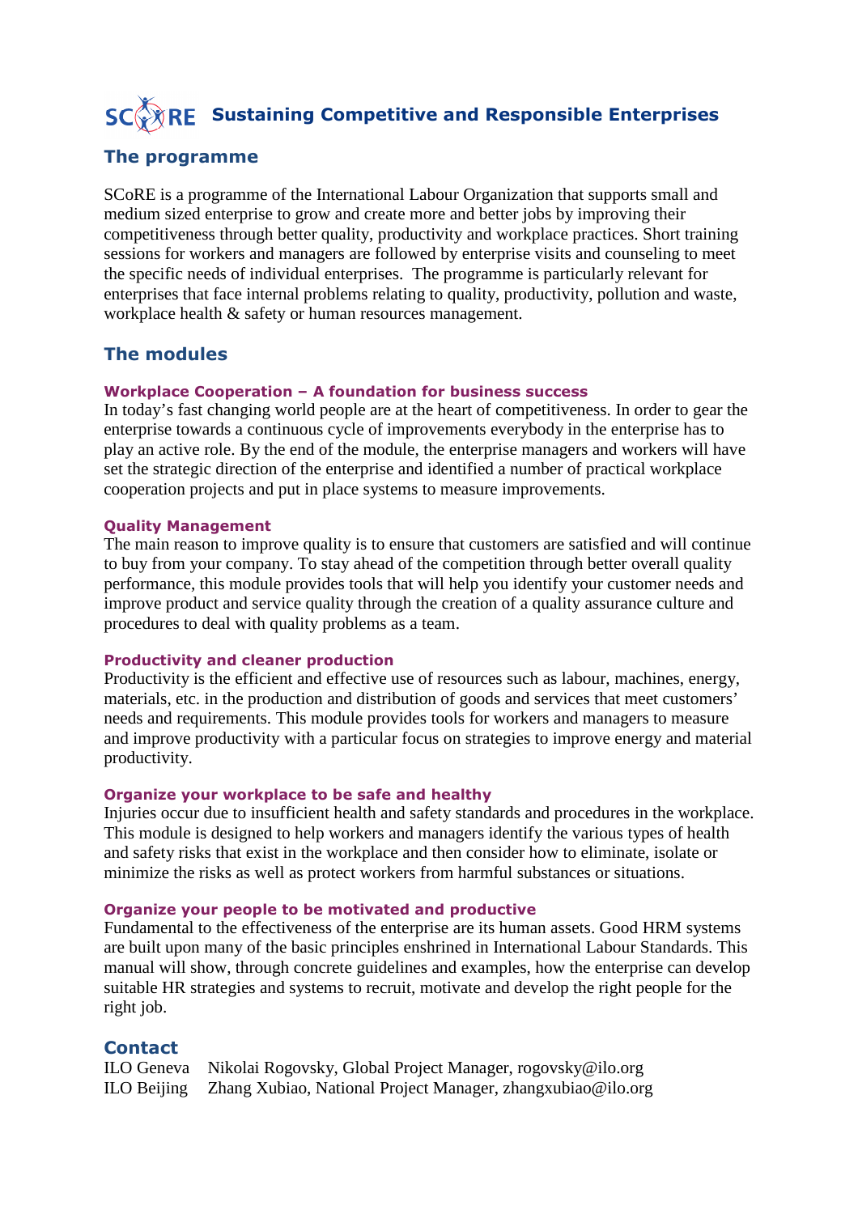# SCoRE Sustaining Competitive and Responsible Enterprises

## The programme

SCoRE is a programme of the International Labour Organization that supports small and medium sized enterprise to grow and create more and better jobs by improving their competitiveness through better quality, productivity and workplace practices. Short training sessions for workers and managers are followed by enterprise visits and counseling to meet the specific needs of individual enterprises. The programme is particularly relevant for enterprises that face internal problems relating to quality, productivity, pollution and waste, workplace health & safety or human resources management.

## The modules

### Workplace Cooperation – A foundation for business success

In today's fast changing world people are at the heart of competitiveness. In order to gear the enterprise towards a continuous cycle of improvements everybody in the enterprise has to play an active role. By the end of the module, the enterprise managers and workers will have set the strategic direction of the enterprise and identified a number of practical workplace cooperation projects and put in place systems to measure improvements.

### Quality Management

The main reason to improve quality is to ensure that customers are satisfied and will continue to buy from your company. To stay ahead of the competition through better overall quality performance, this module provides tools that will help you identify your customer needs and improve product and service quality through the creation of a quality assurance culture and procedures to deal with quality problems as a team.

### Productivity and cleaner production

Productivity is the efficient and effective use of resources such as labour, machines, energy, materials, etc. in the production and distribution of goods and services that meet customers' needs and requirements. This module provides tools for workers and managers to measure and improve productivity with a particular focus on strategies to improve energy and material productivity.

### Organize your workplace to be safe and healthy

Injuries occur due to insufficient health and safety standards and procedures in the workplace. This module is designed to help workers and managers identify the various types of health and safety risks that exist in the workplace and then consider how to eliminate, isolate or minimize the risks as well as protect workers from harmful substances or situations.

### Organize your people to be motivated and productive

Fundamental to the effectiveness of the enterprise are its human assets. Good HRM systems are built upon many of the basic principles enshrined in International Labour Standards. This manual will show, through concrete guidelines and examples, how the enterprise can develop suitable HR strategies and systems to recruit, motivate and develop the right people for the right job.

## Contact

ILO Geneva Nikolai Rogovsky, Global Project Manager, rogovsky@ilo.org
ILO Beijing Zhang Xubiao, National Project Manager, zhangxubiao@ilo.org